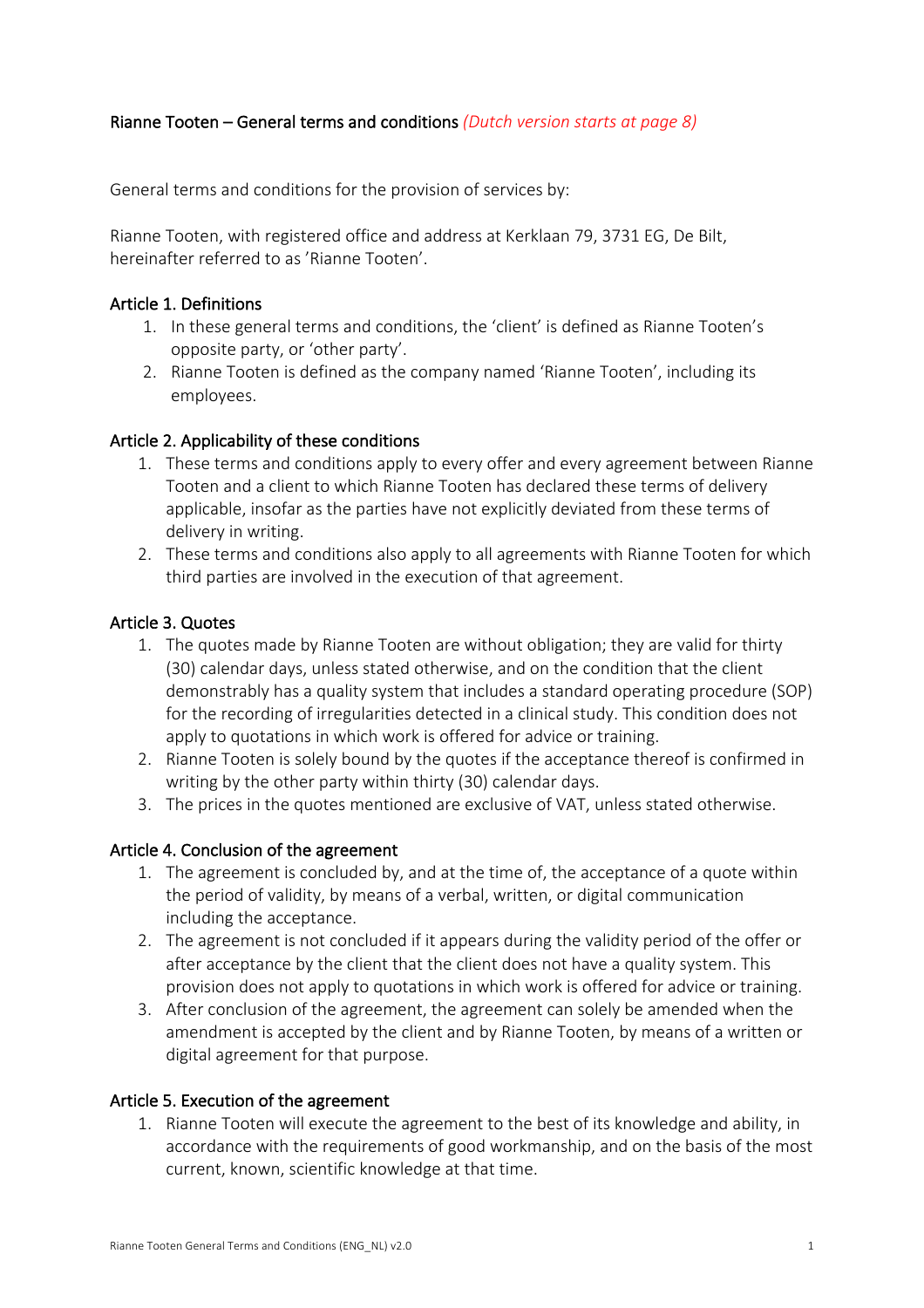**Rianne Tooten – General terms and conditions** *(Dutch version starts at page 8)*

General terms and conditions for the provision of services by:

Rianne Tooten, with registered office and address at Kerklaan 79, 3731 EG, De Bilt, hereinafter referred to as 'Rianne Tooten'.

## Article 1. Definitions

1. In these general terms and conditions, the 'client' is defined as Rianne Tooten's opposite party, or 'other party'.
2. Rianne Tooten is defined as the company named 'Rianne Tooten', including its employees.

## Article 2. Applicability of these conditions

1. These terms and conditions apply to every offer and every agreement between Rianne Tooten and a client to which Rianne Tooten has declared these terms of delivery applicable, insofar as the parties have not explicitly deviated from these terms of delivery in writing.
2. These terms and conditions also apply to all agreements with Rianne Tooten for which third parties are involved in the execution of that agreement.

## Article 3. Quotes

1. The quotes made by Rianne Tooten are without obligation; they are valid for thirty (30) calendar days, unless stated otherwise, and on the condition that the client demonstrably has a quality system that includes a standard operating procedure (SOP) for the recording of irregularities detected in a clinical study. This condition does not apply to quotations in which work is offered for advice or training.
2. Rianne Tooten is solely bound by the quotes if the acceptance thereof is confirmed in writing by the other party within thirty (30) calendar days.
3. The prices in the quotes mentioned are exclusive of VAT, unless stated otherwise.

## Article 4. Conclusion of the agreement

1. The agreement is concluded by, and at the time of, the acceptance of a quote within the period of validity, by means of a verbal, written, or digital communication including the acceptance.
2. The agreement is not concluded if it appears during the validity period of the offer or after acceptance by the client that the client does not have a quality system. This provision does not apply to quotations in which work is offered for advice or training.
3. After conclusion of the agreement, the agreement can solely be amended when the amendment is accepted by the client and by Rianne Tooten, by means of a written or digital agreement for that purpose.

## Article 5. Execution of the agreement

1. Rianne Tooten will execute the agreement to the best of its knowledge and ability, in accordance with the requirements of good workmanship, and on the basis of the most current, known, scientific knowledge at that time.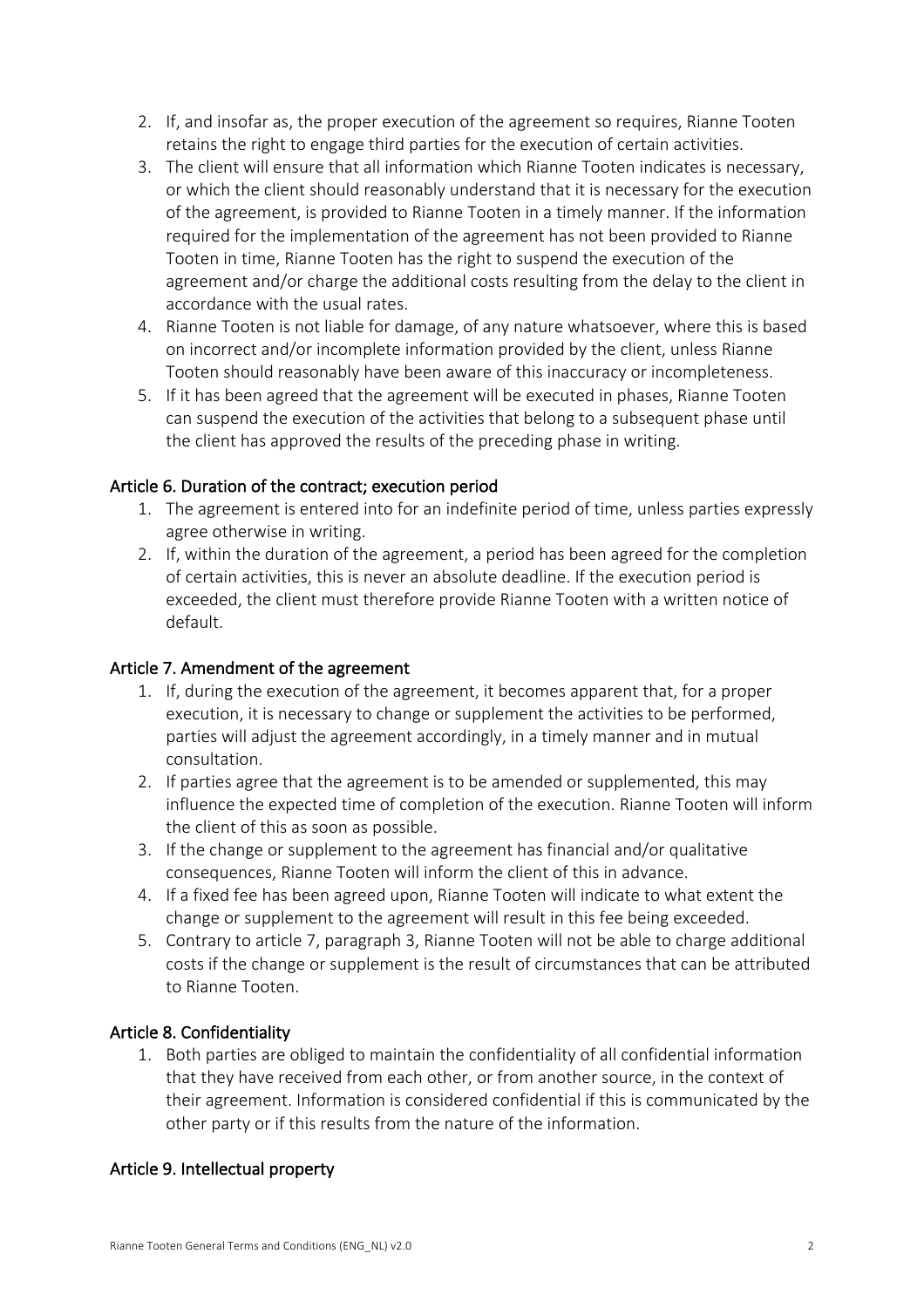2. If, and insofar as, the proper execution of the agreement so requires, Rianne Tooten retains the right to engage third parties for the execution of certain activities.
3. The client will ensure that all information which Rianne Tooten indicates is necessary, or which the client should reasonably understand that it is necessary for the execution of the agreement, is provided to Rianne Tooten in a timely manner. If the information required for the implementation of the agreement has not been provided to Rianne Tooten in time, Rianne Tooten has the right to suspend the execution of the agreement and/or charge the additional costs resulting from the delay to the client in accordance with the usual rates.
4. Rianne Tooten is not liable for damage, of any nature whatsoever, where this is based on incorrect and/or incomplete information provided by the client, unless Rianne Tooten should reasonably have been aware of this inaccuracy or incompleteness.
5. If it has been agreed that the agreement will be executed in phases, Rianne Tooten can suspend the execution of the activities that belong to a subsequent phase until the client has approved the results of the preceding phase in writing.

### Article 6. Duration of the contract; execution period

1. The agreement is entered into for an indefinite period of time, unless parties expressly agree otherwise in writing.
2. If, within the duration of the agreement, a period has been agreed for the completion of certain activities, this is never an absolute deadline. If the execution period is exceeded, the client must therefore provide Rianne Tooten with a written notice of default.

### Article 7. Amendment of the agreement

1. If, during the execution of the agreement, it becomes apparent that, for a proper execution, it is necessary to change or supplement the activities to be performed, parties will adjust the agreement accordingly, in a timely manner and in mutual consultation.
2. If parties agree that the agreement is to be amended or supplemented, this may influence the expected time of completion of the execution. Rianne Tooten will inform the client of this as soon as possible.
3. If the change or supplement to the agreement has financial and/or qualitative consequences, Rianne Tooten will inform the client of this in advance.
4. If a fixed fee has been agreed upon, Rianne Tooten will indicate to what extent the change or supplement to the agreement will result in this fee being exceeded.
5. Contrary to article 7, paragraph 3, Rianne Tooten will not be able to charge additional costs if the change or supplement is the result of circumstances that can be attributed to Rianne Tooten.

### Article 8. Confidentiality

1. Both parties are obliged to maintain the confidentiality of all confidential information that they have received from each other, or from another source, in the context of their agreement. Information is considered confidential if this is communicated by the other party or if this results from the nature of the information.

### Article 9. Intellectual property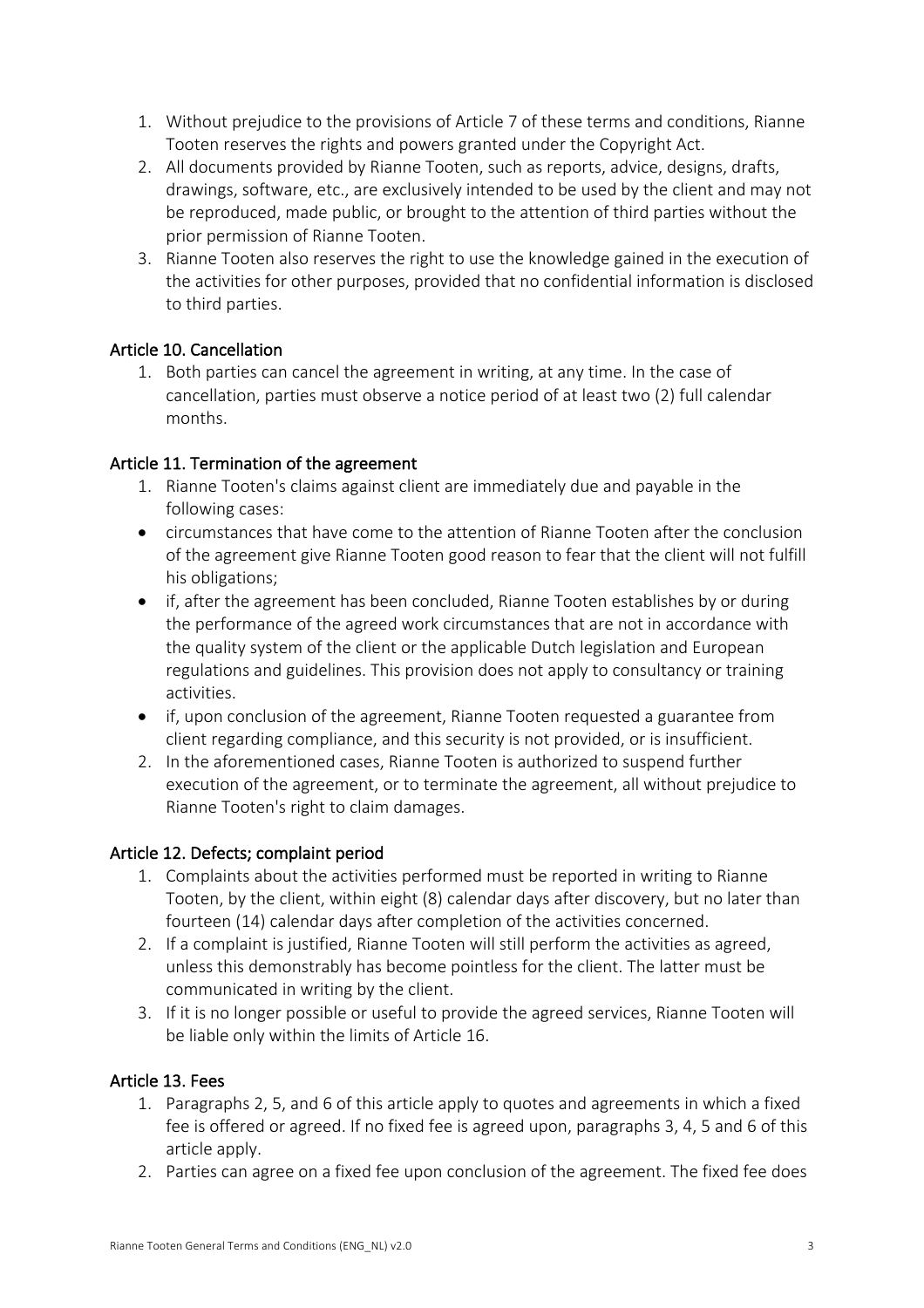1. Without prejudice to the provisions of Article 7 of these terms and conditions, Rianne Tooten reserves the rights and powers granted under the Copyright Act.
2. All documents provided by Rianne Tooten, such as reports, advice, designs, drafts, drawings, software, etc., are exclusively intended to be used by the client and may not be reproduced, made public, or brought to the attention of third parties without the prior permission of Rianne Tooten.
3. Rianne Tooten also reserves the right to use the knowledge gained in the execution of the activities for other purposes, provided that no confidential information is disclosed to third parties.

### Article 10. Cancellation

1. Both parties can cancel the agreement in writing, at any time. In the case of cancellation, parties must observe a notice period of at least two (2) full calendar months.

### Article 11. Termination of the agreement

1. Rianne Tooten's claims against client are immediately due and payable in the following cases:

- circumstances that have come to the attention of Rianne Tooten after the conclusion of the agreement give Rianne Tooten good reason to fear that the client will not fulfill his obligations;
- if, after the agreement has been concluded, Rianne Tooten establishes by or during the performance of the agreed work circumstances that are not in accordance with the quality system of the client or the applicable Dutch legislation and European regulations and guidelines. This provision does not apply to consultancy or training activities.
- if, upon conclusion of the agreement, Rianne Tooten requested a guarantee from client regarding compliance, and this security is not provided, or is insufficient.

2. In the aforementioned cases, Rianne Tooten is authorized to suspend further execution of the agreement, or to terminate the agreement, all without prejudice to Rianne Tooten's right to claim damages.

### Article 12. Defects; complaint period

1. Complaints about the activities performed must be reported in writing to Rianne Tooten, by the client, within eight (8) calendar days after discovery, but no later than fourteen (14) calendar days after completion of the activities concerned.
2. If a complaint is justified, Rianne Tooten will still perform the activities as agreed, unless this demonstrably has become pointless for the client. The latter must be communicated in writing by the client.
3. If it is no longer possible or useful to provide the agreed services, Rianne Tooten will be liable only within the limits of Article 16.

### Article 13. Fees

1. Paragraphs 2, 5, and 6 of this article apply to quotes and agreements in which a fixed fee is offered or agreed. If no fixed fee is agreed upon, paragraphs 3, 4, 5 and 6 of this article apply.
2. Parties can agree on a fixed fee upon conclusion of the agreement. The fixed fee does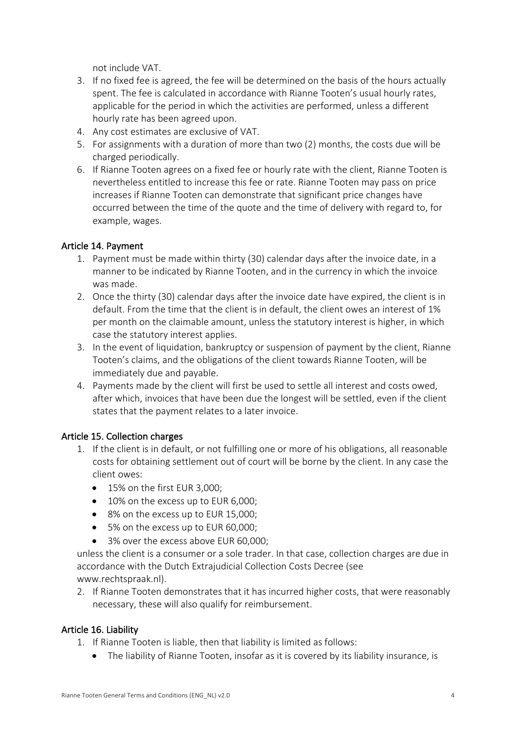not include VAT.

3. If no fixed fee is agreed, the fee will be determined on the basis of the hours actually spent. The fee is calculated in accordance with Rianne Tooten's usual hourly rates, applicable for the period in which the activities are performed, unless a different hourly rate has been agreed upon.
4. Any cost estimates are exclusive of VAT.
5. For assignments with a duration of more than two (2) months, the costs due will be charged periodically.
6. If Rianne Tooten agrees on a fixed fee or hourly rate with the client, Rianne Tooten is nevertheless entitled to increase this fee or rate. Rianne Tooten may pass on price increases if Rianne Tooten can demonstrate that significant price changes have occurred between the time of the quote and the time of delivery with regard to, for example, wages.

## Article 14. Payment

1. Payment must be made within thirty (30) calendar days after the invoice date, in a manner to be indicated by Rianne Tooten, and in the currency in which the invoice was made.
2. Once the thirty (30) calendar days after the invoice date have expired, the client is in default. From the time that the client is in default, the client owes an interest of 1% per month on the claimable amount, unless the statutory interest is higher, in which case the statutory interest applies.
3. In the event of liquidation, bankruptcy or suspension of payment by the client, Rianne Tooten's claims, and the obligations of the client towards Rianne Tooten, will be immediately due and payable.
4. Payments made by the client will first be used to settle all interest and costs owed, after which, invoices that have been due the longest will be settled, even if the client states that the payment relates to a later invoice.

## Article 15. Collection charges

1. If the client is in default, or not fulfilling one or more of his obligations, all reasonable costs for obtaining settlement out of court will be borne by the client. In any case the client owes:
   - 15% on the first EUR 3,000;
   - 10% on the excess up to EUR 6,000;
   - 8% on the excess up to EUR 15,000;
   - 5% on the excess up to EUR 60,000;
   - 3% over the excess above EUR 60,000;

   unless the client is a consumer or a sole trader. In that case, collection charges are due in accordance with the Dutch Extrajudicial Collection Costs Decree (see www.rechtspraak.nl).
2. If Rianne Tooten demonstrates that it has incurred higher costs, that were reasonably necessary, these will also qualify for reimbursement.

## Article 16. Liability

1. If Rianne Tooten is liable, then that liability is limited as follows:
   - The liability of Rianne Tooten, insofar as it is covered by its liability insurance, is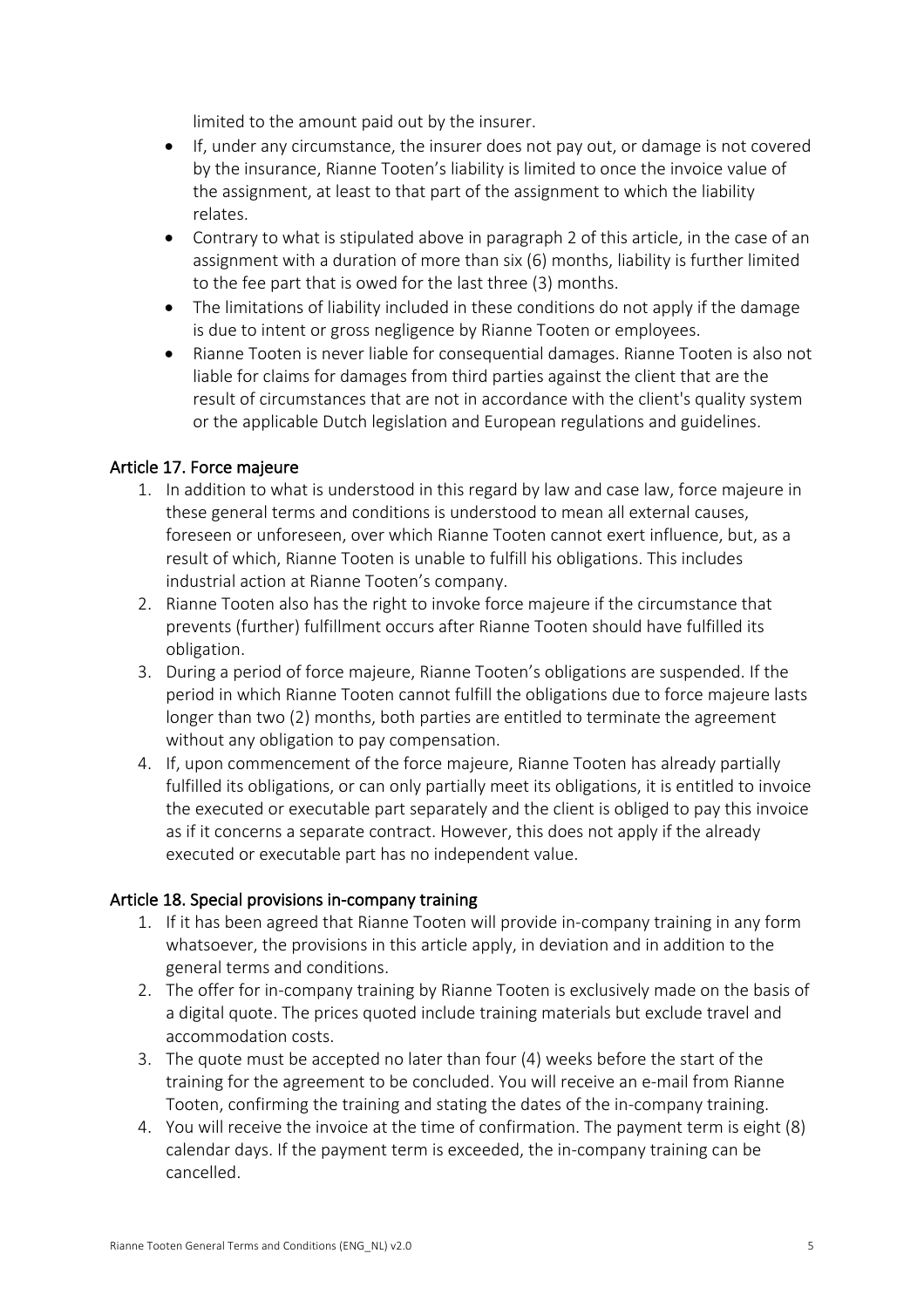limited to the amount paid out by the insurer.

- If, under any circumstance, the insurer does not pay out, or damage is not covered by the insurance, Rianne Tooten's liability is limited to once the invoice value of the assignment, at least to that part of the assignment to which the liability relates.
- Contrary to what is stipulated above in paragraph 2 of this article, in the case of an assignment with a duration of more than six (6) months, liability is further limited to the fee part that is owed for the last three (3) months.
- The limitations of liability included in these conditions do not apply if the damage is due to intent or gross negligence by Rianne Tooten or employees.
- Rianne Tooten is never liable for consequential damages. Rianne Tooten is also not liable for claims for damages from third parties against the client that are the result of circumstances that are not in accordance with the client's quality system or the applicable Dutch legislation and European regulations and guidelines.

## Article 17. Force majeure

1. In addition to what is understood in this regard by law and case law, force majeure in these general terms and conditions is understood to mean all external causes, foreseen or unforeseen, over which Rianne Tooten cannot exert influence, but, as a result of which, Rianne Tooten is unable to fulfill his obligations. This includes industrial action at Rianne Tooten's company.
2. Rianne Tooten also has the right to invoke force majeure if the circumstance that prevents (further) fulfillment occurs after Rianne Tooten should have fulfilled its obligation.
3. During a period of force majeure, Rianne Tooten's obligations are suspended. If the period in which Rianne Tooten cannot fulfill the obligations due to force majeure lasts longer than two (2) months, both parties are entitled to terminate the agreement without any obligation to pay compensation.
4. If, upon commencement of the force majeure, Rianne Tooten has already partially fulfilled its obligations, or can only partially meet its obligations, it is entitled to invoice the executed or executable part separately and the client is obliged to pay this invoice as if it concerns a separate contract. However, this does not apply if the already executed or executable part has no independent value.

## Article 18. Special provisions in-company training

1. If it has been agreed that Rianne Tooten will provide in-company training in any form whatsoever, the provisions in this article apply, in deviation and in addition to the general terms and conditions.
2. The offer for in-company training by Rianne Tooten is exclusively made on the basis of a digital quote. The prices quoted include training materials but exclude travel and accommodation costs.
3. The quote must be accepted no later than four (4) weeks before the start of the training for the agreement to be concluded. You will receive an e-mail from Rianne Tooten, confirming the training and stating the dates of the in-company training.
4. You will receive the invoice at the time of confirmation. The payment term is eight (8) calendar days. If the payment term is exceeded, the in-company training can be cancelled.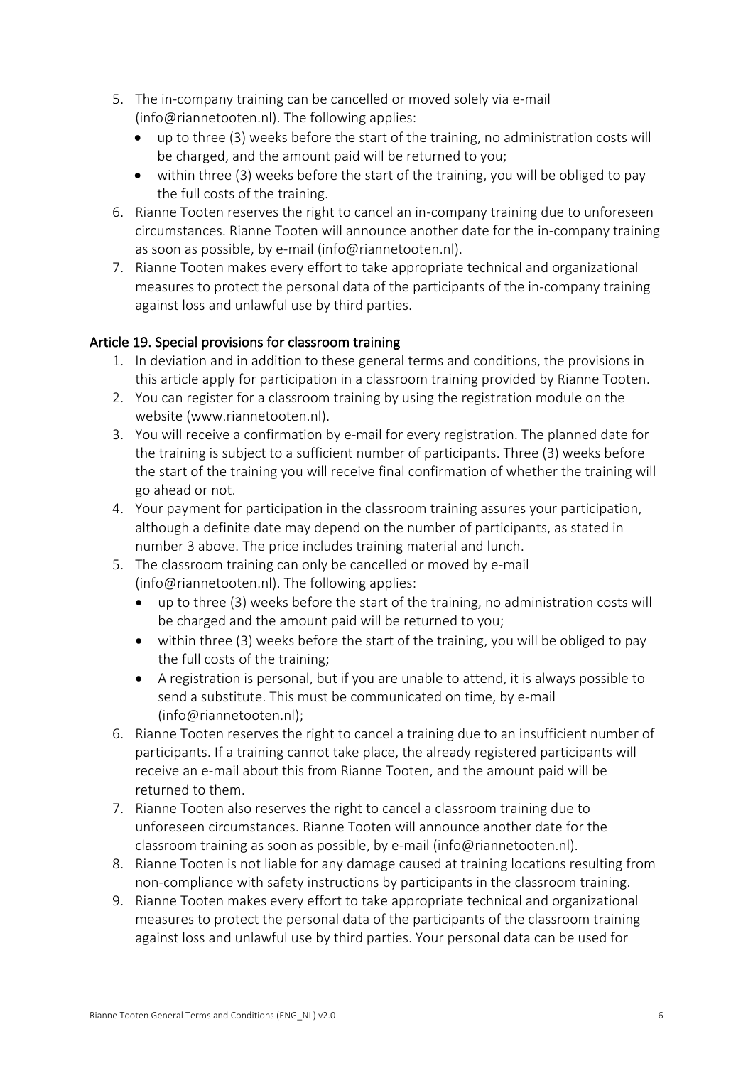5. The in-company training can be cancelled or moved solely via e-mail (info@riannetooten.nl). The following applies:
   - up to three (3) weeks before the start of the training, no administration costs will be charged, and the amount paid will be returned to you;
   - within three (3) weeks before the start of the training, you will be obliged to pay the full costs of the training.
6. Rianne Tooten reserves the right to cancel an in-company training due to unforeseen circumstances. Rianne Tooten will announce another date for the in-company training as soon as possible, by e-mail (info@riannetooten.nl).
7. Rianne Tooten makes every effort to take appropriate technical and organizational measures to protect the personal data of the participants of the in-company training against loss and unlawful use by third parties.

## Article 19. Special provisions for classroom training

1. In deviation and in addition to these general terms and conditions, the provisions in this article apply for participation in a classroom training provided by Rianne Tooten.
2. You can register for a classroom training by using the registration module on the website (www.riannetooten.nl).
3. You will receive a confirmation by e-mail for every registration. The planned date for the training is subject to a sufficient number of participants. Three (3) weeks before the start of the training you will receive final confirmation of whether the training will go ahead or not.
4. Your payment for participation in the classroom training assures your participation, although a definite date may depend on the number of participants, as stated in number 3 above. The price includes training material and lunch.
5. The classroom training can only be cancelled or moved by e-mail (info@riannetooten.nl). The following applies:
   - up to three (3) weeks before the start of the training, no administration costs will be charged and the amount paid will be returned to you;
   - within three (3) weeks before the start of the training, you will be obliged to pay the full costs of the training;
   - A registration is personal, but if you are unable to attend, it is always possible to send a substitute. This must be communicated on time, by e-mail (info@riannetooten.nl);
6. Rianne Tooten reserves the right to cancel a training due to an insufficient number of participants. If a training cannot take place, the already registered participants will receive an e-mail about this from Rianne Tooten, and the amount paid will be returned to them.
7. Rianne Tooten also reserves the right to cancel a classroom training due to unforeseen circumstances. Rianne Tooten will announce another date for the classroom training as soon as possible, by e-mail (info@riannetooten.nl).
8. Rianne Tooten is not liable for any damage caused at training locations resulting from non-compliance with safety instructions by participants in the classroom training.
9. Rianne Tooten makes every effort to take appropriate technical and organizational measures to protect the personal data of the participants of the classroom training against loss and unlawful use by third parties. Your personal data can be used for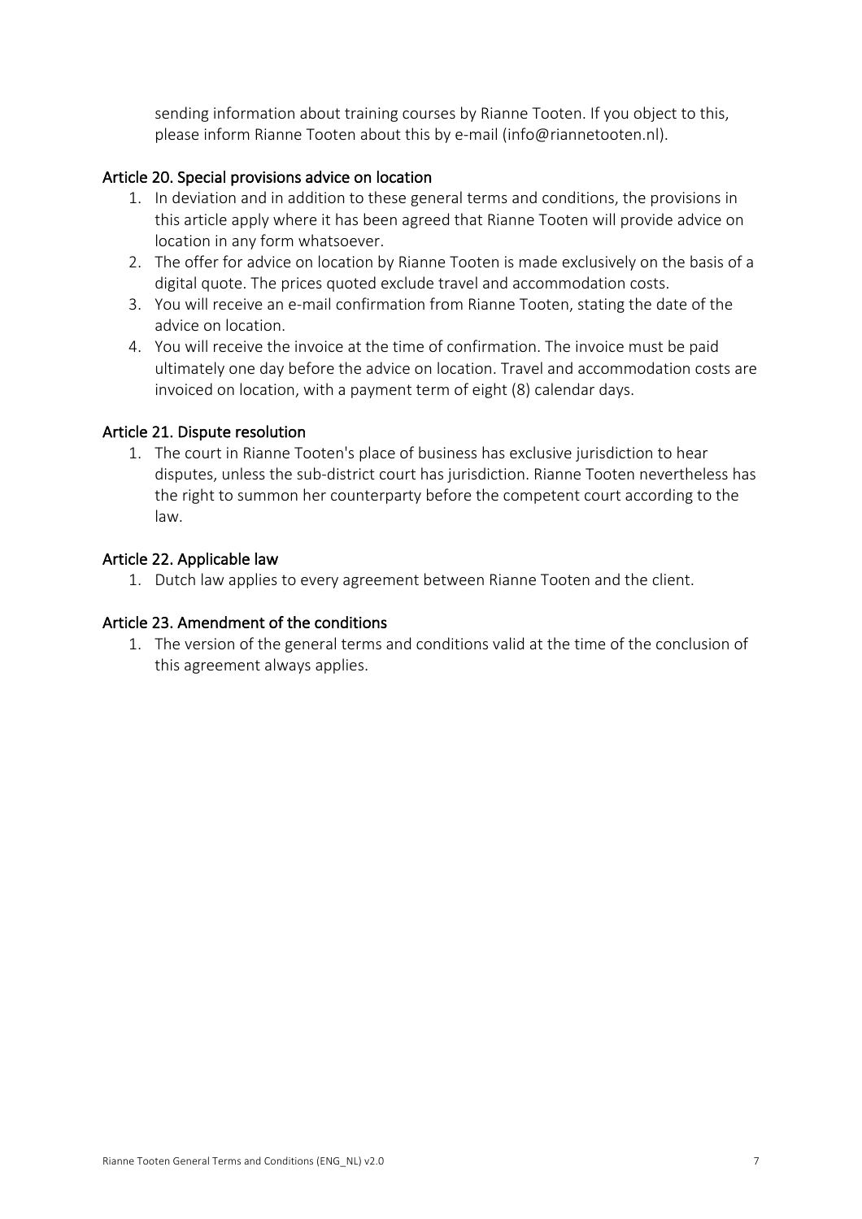sending information about training courses by Rianne Tooten. If you object to this, please inform Rianne Tooten about this by e-mail (info@riannetooten.nl).

### Article 20. Special provisions advice on location

1. In deviation and in addition to these general terms and conditions, the provisions in this article apply where it has been agreed that Rianne Tooten will provide advice on location in any form whatsoever.
2. The offer for advice on location by Rianne Tooten is made exclusively on the basis of a digital quote. The prices quoted exclude travel and accommodation costs.
3. You will receive an e-mail confirmation from Rianne Tooten, stating the date of the advice on location.
4. You will receive the invoice at the time of confirmation. The invoice must be paid ultimately one day before the advice on location. Travel and accommodation costs are invoiced on location, with a payment term of eight (8) calendar days.

### Article 21. Dispute resolution

1. The court in Rianne Tooten's place of business has exclusive jurisdiction to hear disputes, unless the sub-district court has jurisdiction. Rianne Tooten nevertheless has the right to summon her counterparty before the competent court according to the law.

### Article 22. Applicable law

1. Dutch law applies to every agreement between Rianne Tooten and the client.

### Article 23. Amendment of the conditions

1. The version of the general terms and conditions valid at the time of the conclusion of this agreement always applies.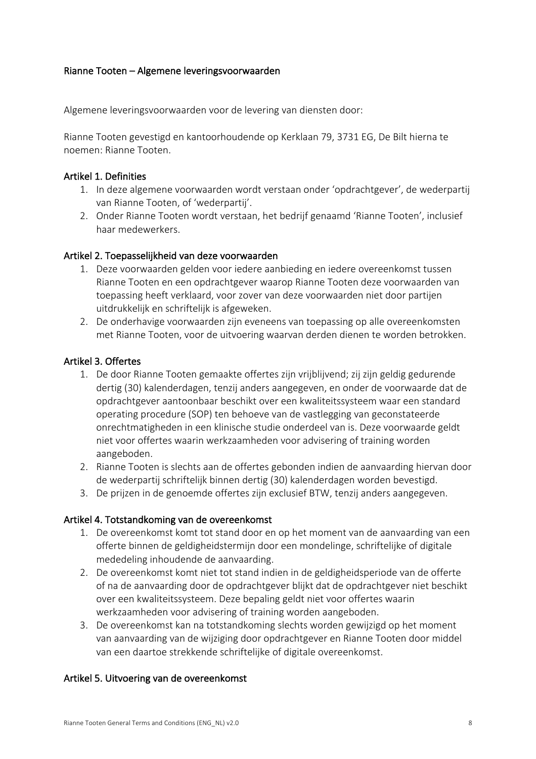## Rianne Tooten – Algemene leveringsvoorwaarden

Algemene leveringsvoorwaarden voor de levering van diensten door:

Rianne Tooten gevestigd en kantoorhoudende op Kerklaan 79, 3731 EG, De Bilt hierna te noemen: Rianne Tooten.

### Artikel 1. Definities

1. In deze algemene voorwaarden wordt verstaan onder 'opdrachtgever', de wederpartij van Rianne Tooten, of 'wederpartij'.
2. Onder Rianne Tooten wordt verstaan, het bedrijf genaamd 'Rianne Tooten', inclusief haar medewerkers.

### Artikel 2. Toepasselijkheid van deze voorwaarden

1. Deze voorwaarden gelden voor iedere aanbieding en iedere overeenkomst tussen Rianne Tooten en een opdrachtgever waarop Rianne Tooten deze voorwaarden van toepassing heeft verklaard, voor zover van deze voorwaarden niet door partijen uitdrukkelijk en schriftelijk is afgeweken.
2. De onderhavige voorwaarden zijn eveneens van toepassing op alle overeenkomsten met Rianne Tooten, voor de uitvoering waarvan derden dienen te worden betrokken.

### Artikel 3. Offertes

1. De door Rianne Tooten gemaakte offertes zijn vrijblijvend; zij zijn geldig gedurende dertig (30) kalenderdagen, tenzij anders aangegeven, en onder de voorwaarde dat de opdrachtgever aantoonbaar beschikt over een kwaliteitssysteem waar een standard operating procedure (SOP) ten behoeve van de vastlegging van geconstateerde onrechtmatigheden in een klinische studie onderdeel van is. Deze voorwaarde geldt niet voor offertes waarin werkzaamheden voor advisering of training worden aangeboden.
2. Rianne Tooten is slechts aan de offertes gebonden indien de aanvaarding hiervan door de wederpartij schriftelijk binnen dertig (30) kalenderdagen worden bevestigd.
3. De prijzen in de genoemde offertes zijn exclusief BTW, tenzij anders aangegeven.

### Artikel 4. Totstandkoming van de overeenkomst

1. De overeenkomst komt tot stand door en op het moment van de aanvaarding van een offerte binnen de geldigheidstermijn door een mondelinge, schriftelijke of digitale mededeling inhoudende de aanvaarding.
2. De overeenkomst komt niet tot stand indien in de geldigheidsperiode van de offerte of na de aanvaarding door de opdrachtgever blijkt dat de opdrachtgever niet beschikt over een kwaliteitssysteem. Deze bepaling geldt niet voor offertes waarin werkzaamheden voor advisering of training worden aangeboden.
3. De overeenkomst kan na totstandkoming slechts worden gewijzigd op het moment van aanvaarding van de wijziging door opdrachtgever en Rianne Tooten door middel van een daartoe strekkende schriftelijke of digitale overeenkomst.

### Artikel 5. Uitvoering van de overeenkomst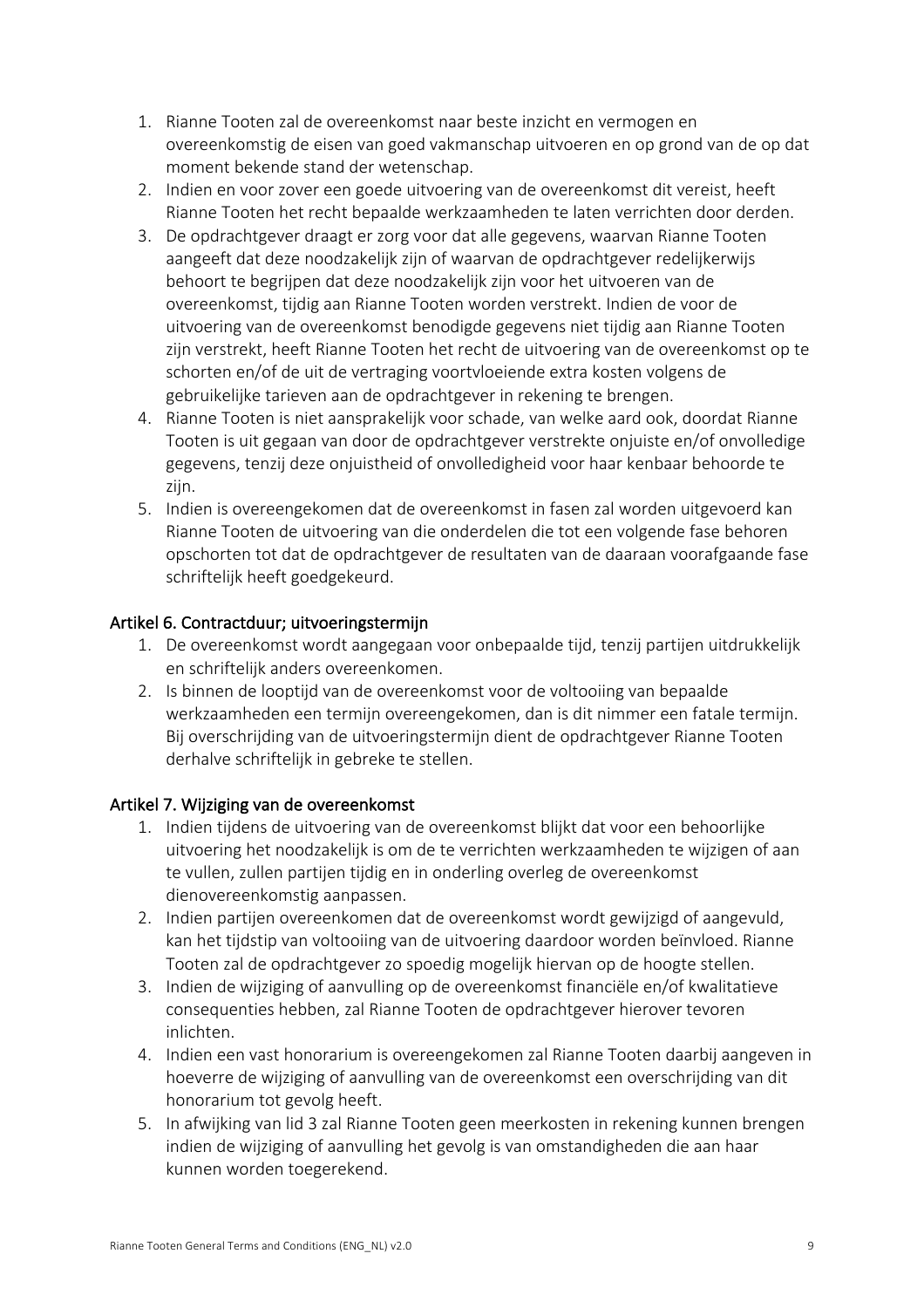1. Rianne Tooten zal de overeenkomst naar beste inzicht en vermogen en overeenkomstig de eisen van goed vakmanschap uitvoeren en op grond van de op dat moment bekende stand der wetenschap.
2. Indien en voor zover een goede uitvoering van de overeenkomst dit vereist, heeft Rianne Tooten het recht bepaalde werkzaamheden te laten verrichten door derden.
3. De opdrachtgever draagt er zorg voor dat alle gegevens, waarvan Rianne Tooten aangeeft dat deze noodzakelijk zijn of waarvan de opdrachtgever redelijkerwijs behoort te begrijpen dat deze noodzakelijk zijn voor het uitvoeren van de overeenkomst, tijdig aan Rianne Tooten worden verstrekt. Indien de voor de uitvoering van de overeenkomst benodigde gegevens niet tijdig aan Rianne Tooten zijn verstrekt, heeft Rianne Tooten het recht de uitvoering van de overeenkomst op te schorten en/of de uit de vertraging voortvloeiende extra kosten volgens de gebruikelijke tarieven aan de opdrachtgever in rekening te brengen.
4. Rianne Tooten is niet aansprakelijk voor schade, van welke aard ook, doordat Rianne Tooten is uit gegaan van door de opdrachtgever verstrekte onjuiste en/of onvolledige gegevens, tenzij deze onjuistheid of onvolledigheid voor haar kenbaar behoorde te zijn.
5. Indien is overeengekomen dat de overeenkomst in fasen zal worden uitgevoerd kan Rianne Tooten de uitvoering van die onderdelen die tot een volgende fase behoren opschorten tot dat de opdrachtgever de resultaten van de daaraan voorafgaande fase schriftelijk heeft goedgekeurd.

### Artikel 6. Contractduur; uitvoeringstermijn

1. De overeenkomst wordt aangegaan voor onbepaalde tijd, tenzij partijen uitdrukkelijk en schriftelijk anders overeenkomen.
2. Is binnen de looptijd van de overeenkomst voor de voltooiing van bepaalde werkzaamheden een termijn overeengekomen, dan is dit nimmer een fatale termijn. Bij overschrijding van de uitvoeringstermijn dient de opdrachtgever Rianne Tooten derhalve schriftelijk in gebreke te stellen.

### Artikel 7. Wijziging van de overeenkomst

1. Indien tijdens de uitvoering van de overeenkomst blijkt dat voor een behoorlijke uitvoering het noodzakelijk is om de te verrichten werkzaamheden te wijzigen of aan te vullen, zullen partijen tijdig en in onderling overleg de overeenkomst dienovereenkomstig aanpassen.
2. Indien partijen overeenkomen dat de overeenkomst wordt gewijzigd of aangevuld, kan het tijdstip van voltooiing van de uitvoering daardoor worden beïnvloed. Rianne Tooten zal de opdrachtgever zo spoedig mogelijk hiervan op de hoogte stellen.
3. Indien de wijziging of aanvulling op de overeenkomst financiële en/of kwalitatieve consequenties hebben, zal Rianne Tooten de opdrachtgever hierover tevoren inlichten.
4. Indien een vast honorarium is overeengekomen zal Rianne Tooten daarbij aangeven in hoeverre de wijziging of aanvulling van de overeenkomst een overschrijding van dit honorarium tot gevolg heeft.
5. In afwijking van lid 3 zal Rianne Tooten geen meerkosten in rekening kunnen brengen indien de wijziging of aanvulling het gevolg is van omstandigheden die aan haar kunnen worden toegerekend.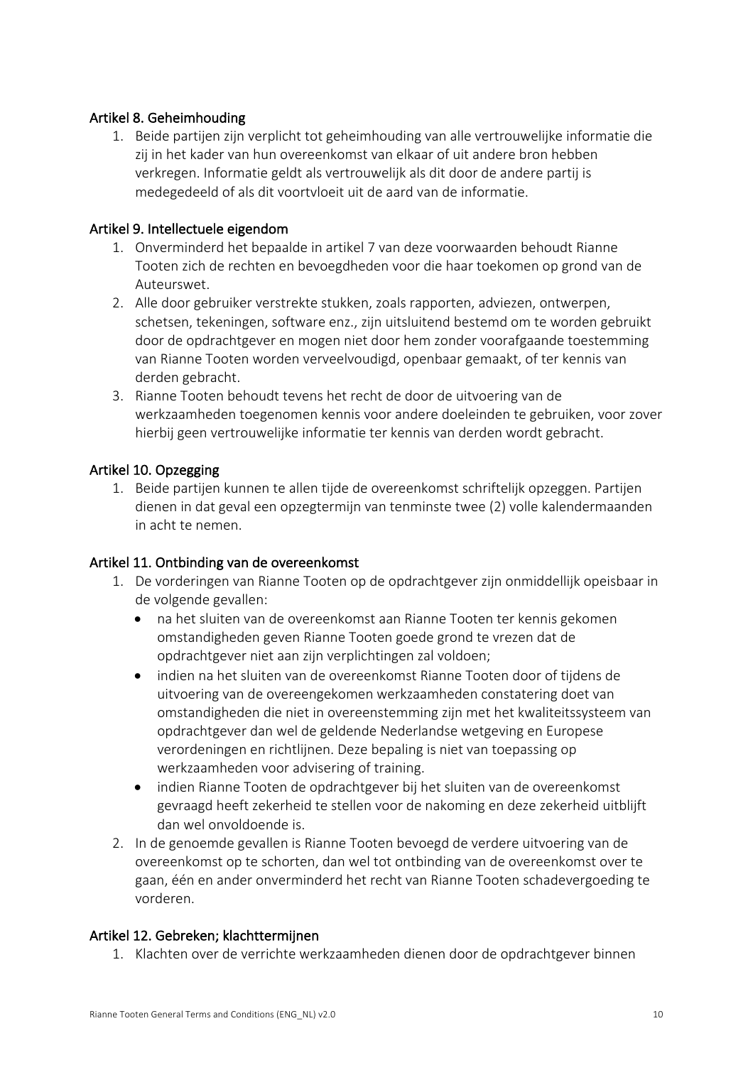### Artikel 8. Geheimhouding

1. Beide partijen zijn verplicht tot geheimhouding van alle vertrouwelijke informatie die zij in het kader van hun overeenkomst van elkaar of uit andere bron hebben verkregen. Informatie geldt als vertrouwelijk als dit door de andere partij is medegedeeld of als dit voortvloeit uit de aard van de informatie.

### Artikel 9. Intellectuele eigendom

1. Onverminderd het bepaalde in artikel 7 van deze voorwaarden behoudt Rianne Tooten zich de rechten en bevoegdheden voor die haar toekomen op grond van de Auteurswet.
2. Alle door gebruiker verstrekte stukken, zoals rapporten, adviezen, ontwerpen, schetsen, tekeningen, software enz., zijn uitsluitend bestemd om te worden gebruikt door de opdrachtgever en mogen niet door hem zonder voorafgaande toestemming van Rianne Tooten worden verveelvoudigd, openbaar gemaakt, of ter kennis van derden gebracht.
3. Rianne Tooten behoudt tevens het recht de door de uitvoering van de werkzaamheden toegenomen kennis voor andere doeleinden te gebruiken, voor zover hierbij geen vertrouwelijke informatie ter kennis van derden wordt gebracht.

### Artikel 10. Opzegging

1. Beide partijen kunnen te allen tijde de overeenkomst schriftelijk opzeggen. Partijen dienen in dat geval een opzegtermijn van tenminste twee (2) volle kalendermaanden in acht te nemen.

### Artikel 11. Ontbinding van de overeenkomst

1. De vorderingen van Rianne Tooten op de opdrachtgever zijn onmiddellijk opeisbaar in de volgende gevallen:
   - na het sluiten van de overeenkomst aan Rianne Tooten ter kennis gekomen omstandigheden geven Rianne Tooten goede grond te vrezen dat de opdrachtgever niet aan zijn verplichtingen zal voldoen;
   - indien na het sluiten van de overeenkomst Rianne Tooten door of tijdens de uitvoering van de overeengekomen werkzaamheden constatering doet van omstandigheden die niet in overeenstemming zijn met het kwaliteitssysteem van opdrachtgever dan wel de geldende Nederlandse wetgeving en Europese verordeningen en richtlijnen. Deze bepaling is niet van toepassing op werkzaamheden voor advisering of training.
   - indien Rianne Tooten de opdrachtgever bij het sluiten van de overeenkomst gevraagd heeft zekerheid te stellen voor de nakoming en deze zekerheid uitblijft dan wel onvoldoende is.
2. In de genoemde gevallen is Rianne Tooten bevoegd de verdere uitvoering van de overeenkomst op te schorten, dan wel tot ontbinding van de overeenkomst over te gaan, één en ander onverminderd het recht van Rianne Tooten schadevergoeding te vorderen.

### Artikel 12. Gebreken; klachttermijnen

1. Klachten over de verrichte werkzaamheden dienen door de opdrachtgever binnen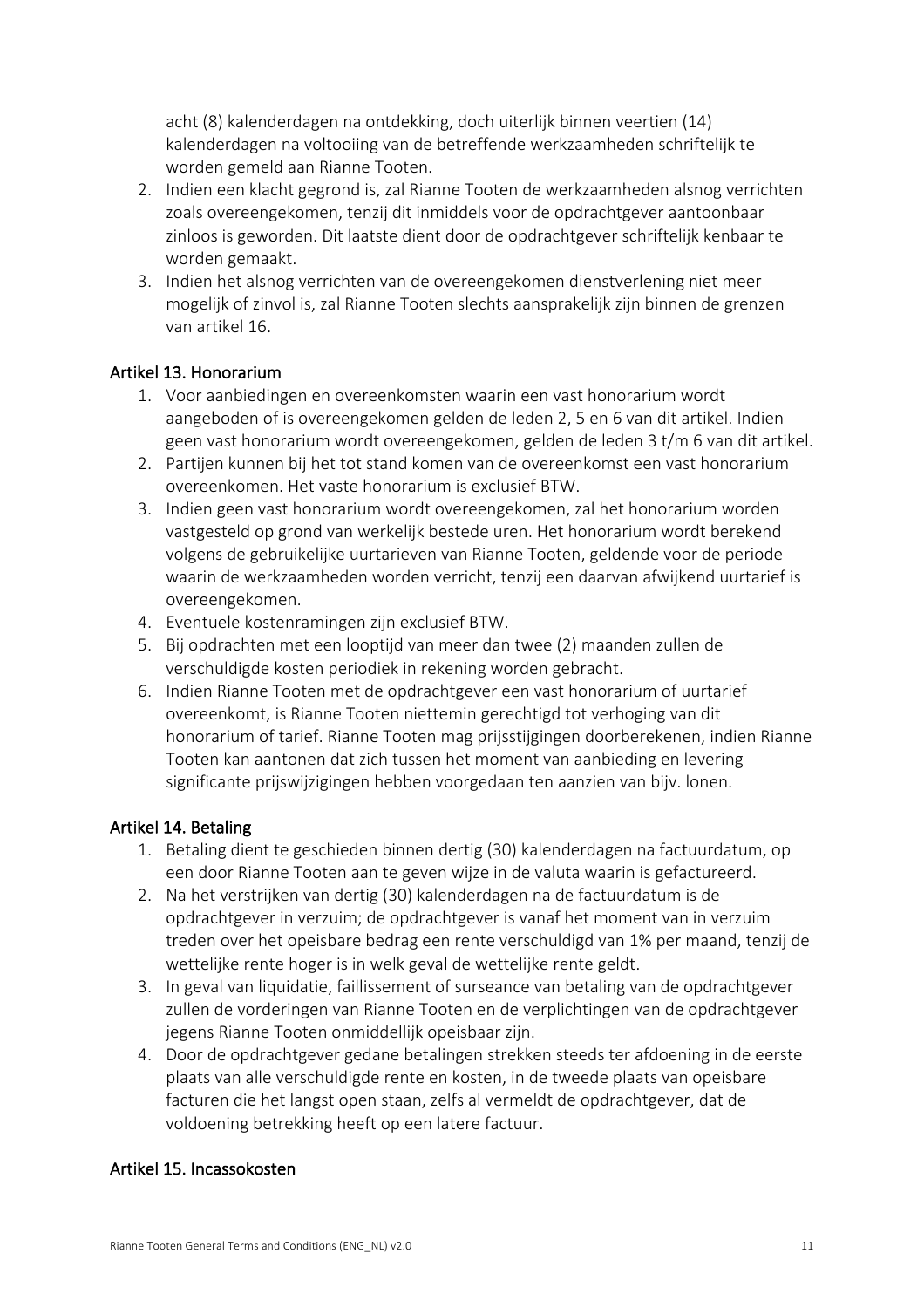acht (8) kalenderdagen na ontdekking, doch uiterlijk binnen veertien (14) kalenderdagen na voltooiing van de betreffende werkzaamheden schriftelijk te worden gemeld aan Rianne Tooten.

2. Indien een klacht gegrond is, zal Rianne Tooten de werkzaamheden alsnog verrichten zoals overeengekomen, tenzij dit inmiddels voor de opdrachtgever aantoonbaar zinloos is geworden. Dit laatste dient door de opdrachtgever schriftelijk kenbaar te worden gemaakt.
3. Indien het alsnog verrichten van de overeengekomen dienstverlening niet meer mogelijk of zinvol is, zal Rianne Tooten slechts aansprakelijk zijn binnen de grenzen van artikel 16.

## Artikel 13. Honorarium

1. Voor aanbiedingen en overeenkomsten waarin een vast honorarium wordt aangeboden of is overeengekomen gelden de leden 2, 5 en 6 van dit artikel. Indien geen vast honorarium wordt overeengekomen, gelden de leden 3 t/m 6 van dit artikel.
2. Partijen kunnen bij het tot stand komen van de overeenkomst een vast honorarium overeenkomen. Het vaste honorarium is exclusief BTW.
3. Indien geen vast honorarium wordt overeengekomen, zal het honorarium worden vastgesteld op grond van werkelijk bestede uren. Het honorarium wordt berekend volgens de gebruikelijke uurtarieven van Rianne Tooten, geldende voor de periode waarin de werkzaamheden worden verricht, tenzij een daarvan afwijkend uurtarief is overeengekomen.
4. Eventuele kostenramingen zijn exclusief BTW.
5. Bij opdrachten met een looptijd van meer dan twee (2) maanden zullen de verschuldigde kosten periodiek in rekening worden gebracht.
6. Indien Rianne Tooten met de opdrachtgever een vast honorarium of uurtarief overeenkomt, is Rianne Tooten niettemin gerechtigd tot verhoging van dit honorarium of tarief. Rianne Tooten mag prijsstijgingen doorberekenen, indien Rianne Tooten kan aantonen dat zich tussen het moment van aanbieding en levering significante prijswijzigingen hebben voorgedaan ten aanzien van bijv. lonen.

## Artikel 14. Betaling

1. Betaling dient te geschieden binnen dertig (30) kalenderdagen na factuurdatum, op een door Rianne Tooten aan te geven wijze in de valuta waarin is gefactureerd.
2. Na het verstrijken van dertig (30) kalenderdagen na de factuurdatum is de opdrachtgever in verzuim; de opdrachtgever is vanaf het moment van in verzuim treden over het opeisbare bedrag een rente verschuldigd van 1% per maand, tenzij de wettelijke rente hoger is in welk geval de wettelijke rente geldt.
3. In geval van liquidatie, faillissement of surseance van betaling van de opdrachtgever zullen de vorderingen van Rianne Tooten en de verplichtingen van de opdrachtgever jegens Rianne Tooten onmiddellijk opeisbaar zijn.
4. Door de opdrachtgever gedane betalingen strekken steeds ter afdoening in de eerste plaats van alle verschuldigde rente en kosten, in de tweede plaats van opeisbare facturen die het langst open staan, zelfs al vermeldt de opdrachtgever, dat de voldoening betrekking heeft op een latere factuur.

## Artikel 15. Incassokosten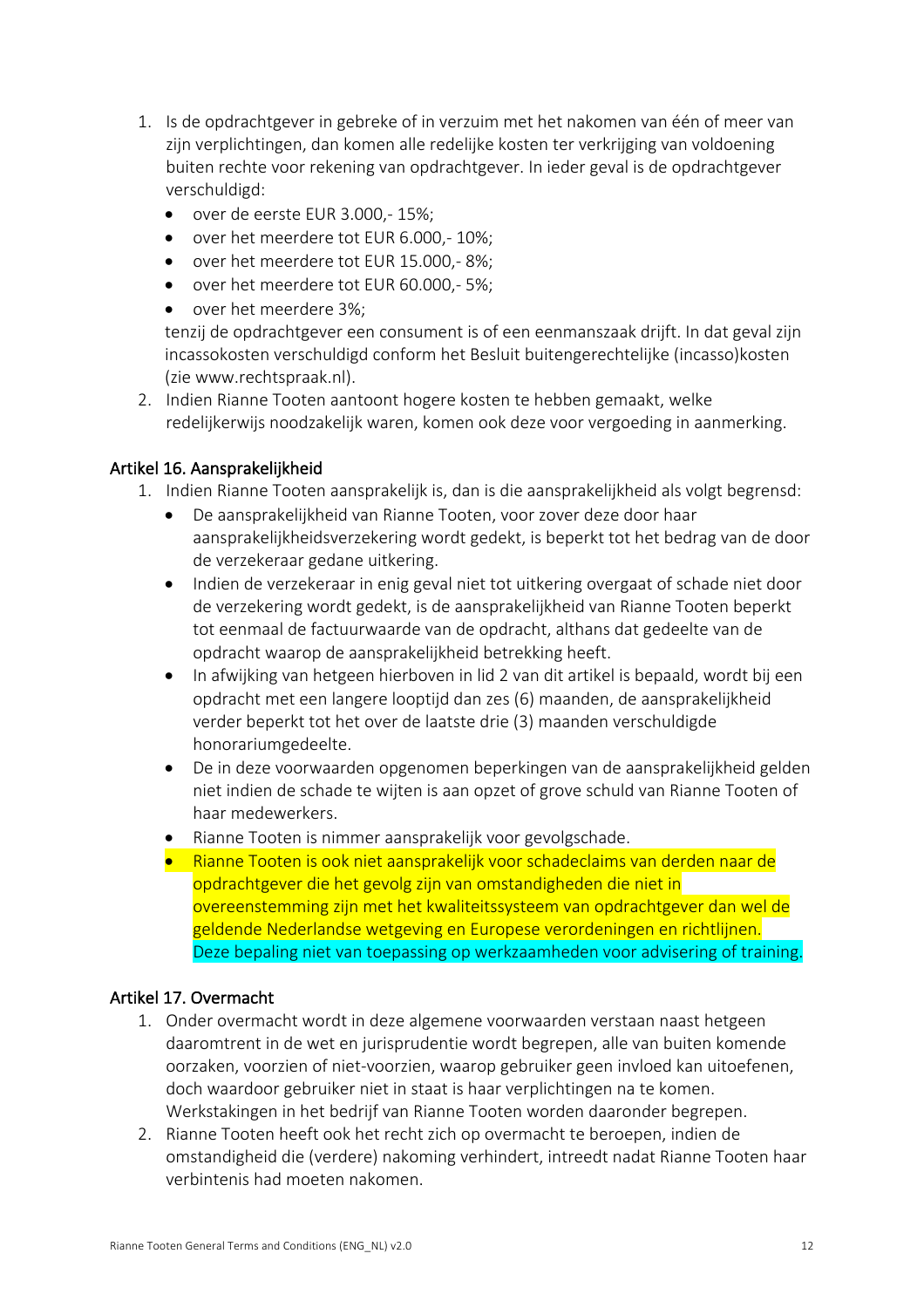1. Is de opdrachtgever in gebreke of in verzuim met het nakomen van één of meer van zijn verplichtingen, dan komen alle redelijke kosten ter verkrijging van voldoening buiten rechte voor rekening van opdrachtgever. In ieder geval is de opdrachtgever verschuldigd:
   - over de eerste EUR 3.000,- 15%;
   - over het meerdere tot EUR 6.000,- 10%;
   - over het meerdere tot EUR 15.000,- 8%;
   - over het meerdere tot EUR 60.000,- 5%;
   - over het meerdere 3%;

   tenzij de opdrachtgever een consument is of een eenmanszaak drijft. In dat geval zijn incassokosten verschuldigd conform het Besluit buitengerechtelijke (incasso)kosten (zie www.rechtspraak.nl).
2. Indien Rianne Tooten aantoont hogere kosten te hebben gemaakt, welke redelijkerwijs noodzakelijk waren, komen ook deze voor vergoeding in aanmerking.

### Artikel 16. Aansprakelijkheid

1. Indien Rianne Tooten aansprakelijk is, dan is die aansprakelijkheid als volgt begrensd:
   - De aansprakelijkheid van Rianne Tooten, voor zover deze door haar aansprakelijkheidsverzekering wordt gedekt, is beperkt tot het bedrag van de door de verzekeraar gedane uitkering.
   - Indien de verzekeraar in enig geval niet tot uitkering overgaat of schade niet door de verzekering wordt gedekt, is de aansprakelijkheid van Rianne Tooten beperkt tot eenmaal de factuurwaarde van de opdracht, althans dat gedeelte van de opdracht waarop de aansprakelijkheid betrekking heeft.
   - In afwijking van hetgeen hierboven in lid 2 van dit artikel is bepaald, wordt bij een opdracht met een langere looptijd dan zes (6) maanden, de aansprakelijkheid verder beperkt tot het over de laatste drie (3) maanden verschuldigde honorariumgedeelte.
   - De in deze voorwaarden opgenomen beperkingen van de aansprakelijkheid gelden niet indien de schade te wijten is aan opzet of grove schuld van Rianne Tooten of haar medewerkers.
   - Rianne Tooten is nimmer aansprakelijk voor gevolgschade.
   - Rianne Tooten is ook niet aansprakelijk voor schadeclaims van derden naar de opdrachtgever die het gevolg zijn van omstandigheden die niet in overeenstemming zijn met het kwaliteitssysteem van opdrachtgever dan wel de geldende Nederlandse wetgeving en Europese verordeningen en richtlijnen. Deze bepaling niet van toepassing op werkzaamheden voor advisering of training.

### Artikel 17. Overmacht

1. Onder overmacht wordt in deze algemene voorwaarden verstaan naast hetgeen daaromtrent in de wet en jurisprudentie wordt begrepen, alle van buiten komende oorzaken, voorzien of niet-voorzien, waarop gebruiker geen invloed kan uitoefenen, doch waardoor gebruiker niet in staat is haar verplichtingen na te komen. Werkstakingen in het bedrijf van Rianne Tooten worden daaronder begrepen.
2. Rianne Tooten heeft ook het recht zich op overmacht te beroepen, indien de omstandigheid die (verdere) nakoming verhindert, intreedt nadat Rianne Tooten haar verbintenis had moeten nakomen.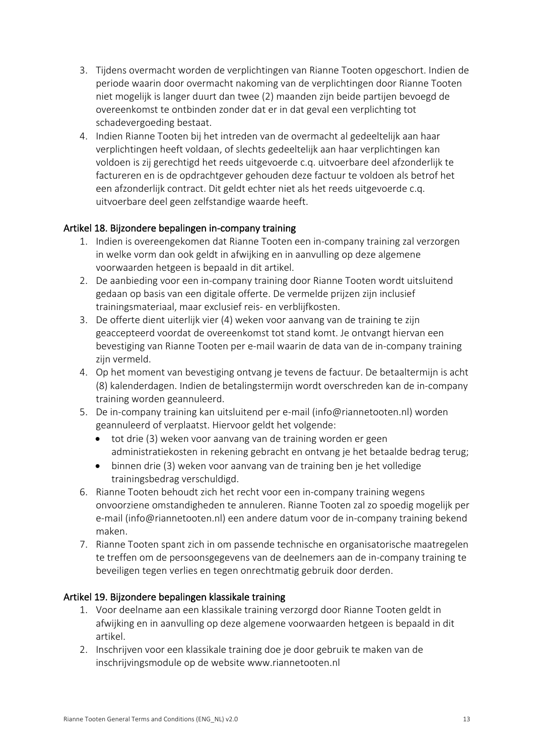3. Tijdens overmacht worden de verplichtingen van Rianne Tooten opgeschort. Indien de periode waarin door overmacht nakoming van de verplichtingen door Rianne Tooten niet mogelijk is langer duurt dan twee (2) maanden zijn beide partijen bevoegd de overeenkomst te ontbinden zonder dat er in dat geval een verplichting tot schadevergoeding bestaat.
4. Indien Rianne Tooten bij het intreden van de overmacht al gedeeltelijk aan haar verplichtingen heeft voldaan, of slechts gedeeltelijk aan haar verplichtingen kan voldoen is zij gerechtigd het reeds uitgevoerde c.q. uitvoerbare deel afzonderlijk te factureren en is de opdrachtgever gehouden deze factuur te voldoen als betrof het een afzonderlijk contract. Dit geldt echter niet als het reeds uitgevoerde c.q. uitvoerbare deel geen zelfstandige waarde heeft.

### Artikel 18. Bijzondere bepalingen in-company training

1. Indien is overeengekomen dat Rianne Tooten een in-company training zal verzorgen in welke vorm dan ook geldt in afwijking en in aanvulling op deze algemene voorwaarden hetgeen is bepaald in dit artikel.
2. De aanbieding voor een in-company training door Rianne Tooten wordt uitsluitend gedaan op basis van een digitale offerte. De vermelde prijzen zijn inclusief trainingsmateriaal, maar exclusief reis- en verblijfkosten.
3. De offerte dient uiterlijk vier (4) weken voor aanvang van de training te zijn geaccepteerd voordat de overeenkomst tot stand komt. Je ontvangt hiervan een bevestiging van Rianne Tooten per e-mail waarin de data van de in-company training zijn vermeld.
4. Op het moment van bevestiging ontvang je tevens de factuur. De betaaltermijn is acht (8) kalenderdagen. Indien de betalingstermijn wordt overschreden kan de in-company training worden geannuleerd.
5. De in-company training kan uitsluitend per e-mail (info@riannetooten.nl) worden geannuleerd of verplaatst. Hiervoor geldt het volgende:
   - tot drie (3) weken voor aanvang van de training worden er geen administratiekosten in rekening gebracht en ontvang je het betaalde bedrag terug;
   - binnen drie (3) weken voor aanvang van de training ben je het volledige trainingsbedrag verschuldigd.
6. Rianne Tooten behoudt zich het recht voor een in-company training wegens onvoorziene omstandigheden te annuleren. Rianne Tooten zal zo spoedig mogelijk per e-mail (info@riannetooten.nl) een andere datum voor de in-company training bekend maken.
7. Rianne Tooten spant zich in om passende technische en organisatorische maatregelen te treffen om de persoonsgegevens van de deelnemers aan de in-company training te beveiligen tegen verlies en tegen onrechtmatig gebruik door derden.

### Artikel 19. Bijzondere bepalingen klassikale training

1. Voor deelname aan een klassikale training verzorgd door Rianne Tooten geldt in afwijking en in aanvulling op deze algemene voorwaarden hetgeen is bepaald in dit artikel.
2. Inschrijven voor een klassikale training doe je door gebruik te maken van de inschrijvingsmodule op de website www.riannetooten.nl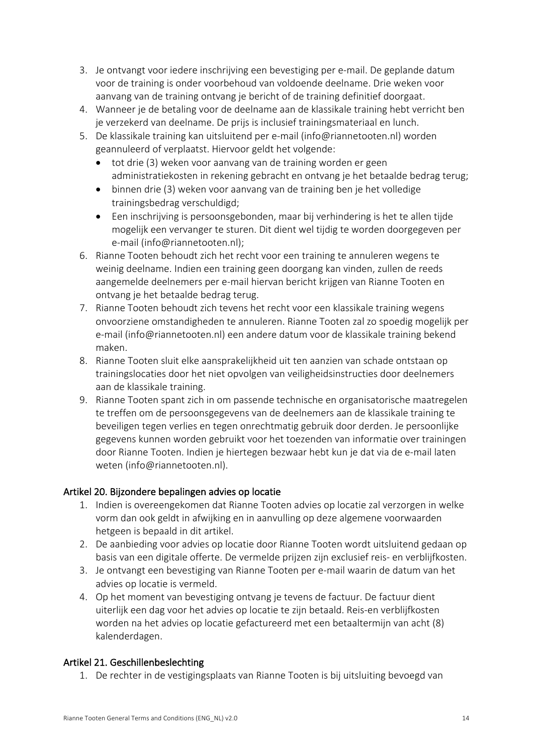3. Je ontvangt voor iedere inschrijving een bevestiging per e-mail. De geplande datum voor de training is onder voorbehoud van voldoende deelname. Drie weken voor aanvang van de training ontvang je bericht of de training definitief doorgaat.
4. Wanneer je de betaling voor de deelname aan de klassikale training hebt verricht ben je verzekerd van deelname. De prijs is inclusief trainingsmateriaal en lunch.
5. De klassikale training kan uitsluitend per e-mail (info@riannetooten.nl) worden geannuleerd of verplaatst. Hiervoor geldt het volgende:
   - tot drie (3) weken voor aanvang van de training worden er geen administratiekosten in rekening gebracht en ontvang je het betaalde bedrag terug;
   - binnen drie (3) weken voor aanvang van de training ben je het volledige trainingsbedrag verschuldigd;
   - Een inschrijving is persoonsgebonden, maar bij verhindering is het te allen tijde mogelijk een vervanger te sturen. Dit dient wel tijdig te worden doorgegeven per e-mail (info@riannetooten.nl);
6. Rianne Tooten behoudt zich het recht voor een training te annuleren wegens te weinig deelname. Indien een training geen doorgang kan vinden, zullen de reeds aangemelde deelnemers per e-mail hiervan bericht krijgen van Rianne Tooten en ontvang je het betaalde bedrag terug.
7. Rianne Tooten behoudt zich tevens het recht voor een klassikale training wegens onvoorziene omstandigheden te annuleren. Rianne Tooten zal zo spoedig mogelijk per e-mail (info@riannetooten.nl) een andere datum voor de klassikale training bekend maken.
8. Rianne Tooten sluit elke aansprakelijkheid uit ten aanzien van schade ontstaan op trainingslocaties door het niet opvolgen van veiligheidsinstructies door deelnemers aan de klassikale training.
9. Rianne Tooten spant zich in om passende technische en organisatorische maatregelen te treffen om de persoonsgegevens van de deelnemers aan de klassikale training te beveiligen tegen verlies en tegen onrechtmatig gebruik door derden. Je persoonlijke gegevens kunnen worden gebruikt voor het toezenden van informatie over trainingen door Rianne Tooten. Indien je hiertegen bezwaar hebt kun je dat via de e-mail laten weten (info@riannetooten.nl).

### Artikel 20. Bijzondere bepalingen advies op locatie

1. Indien is overeengekomen dat Rianne Tooten advies op locatie zal verzorgen in welke vorm dan ook geldt in afwijking en in aanvulling op deze algemene voorwaarden hetgeen is bepaald in dit artikel.
2. De aanbieding voor advies op locatie door Rianne Tooten wordt uitsluitend gedaan op basis van een digitale offerte. De vermelde prijzen zijn exclusief reis- en verblijfkosten.
3. Je ontvangt een bevestiging van Rianne Tooten per e-mail waarin de datum van het advies op locatie is vermeld.
4. Op het moment van bevestiging ontvang je tevens de factuur. De factuur dient uiterlijk een dag voor het advies op locatie te zijn betaald. Reis-en verblijfkosten worden na het advies op locatie gefactureerd met een betaaltermijn van acht (8) kalenderdagen.

### Artikel 21. Geschillenbeslechting

1. De rechter in de vestigingsplaats van Rianne Tooten is bij uitsluiting bevoegd van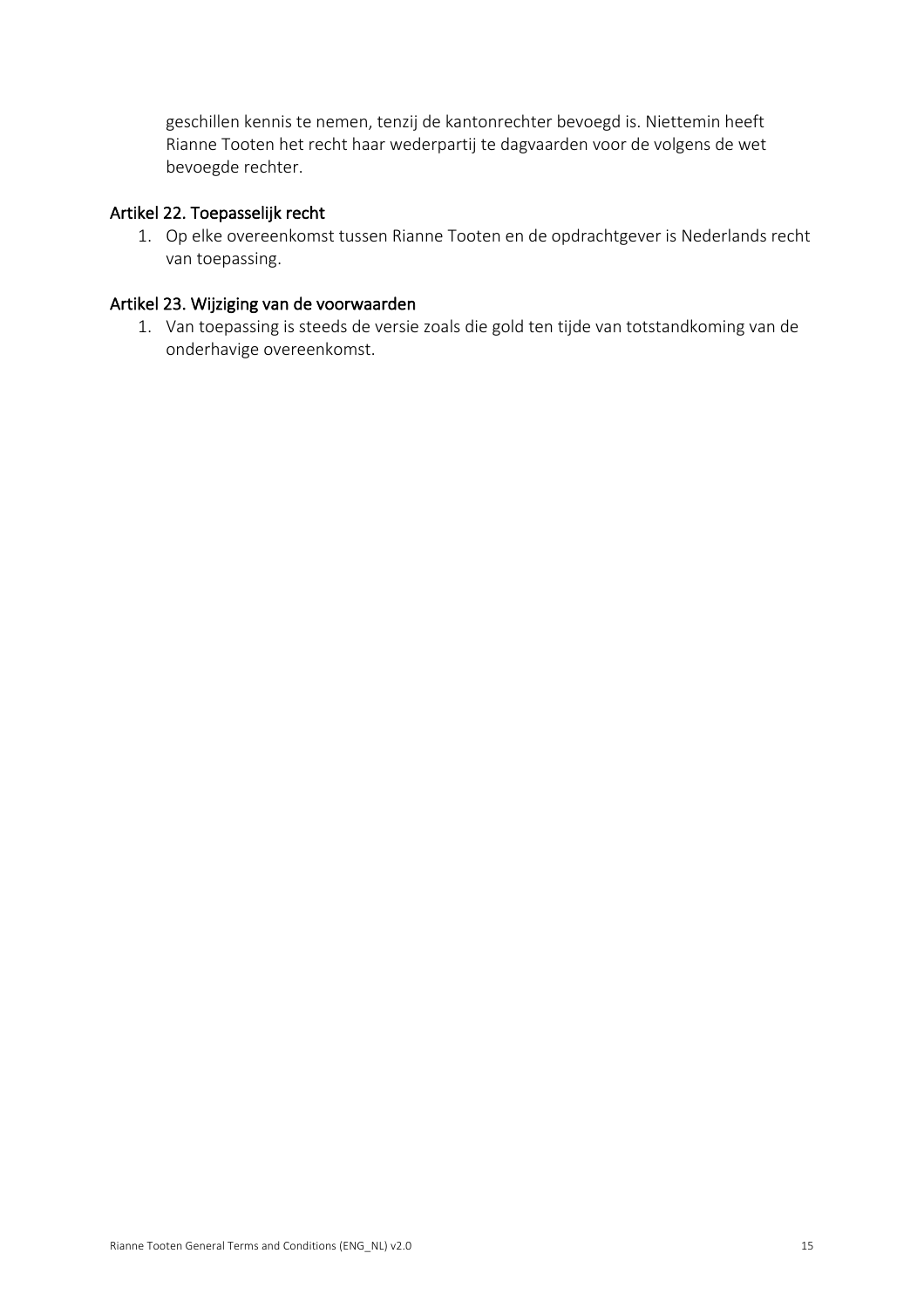geschillen kennis te nemen, tenzij de kantonrechter bevoegd is. Niettemin heeft Rianne Tooten het recht haar wederpartij te dagvaarden voor de volgens de wet bevoegde rechter.

### Artikel 22. Toepasselijk recht

1. Op elke overeenkomst tussen Rianne Tooten en de opdrachtgever is Nederlands recht van toepassing.

### Artikel 23. Wijziging van de voorwaarden

1. Van toepassing is steeds de versie zoals die gold ten tijde van totstandkoming van de onderhavige overeenkomst.